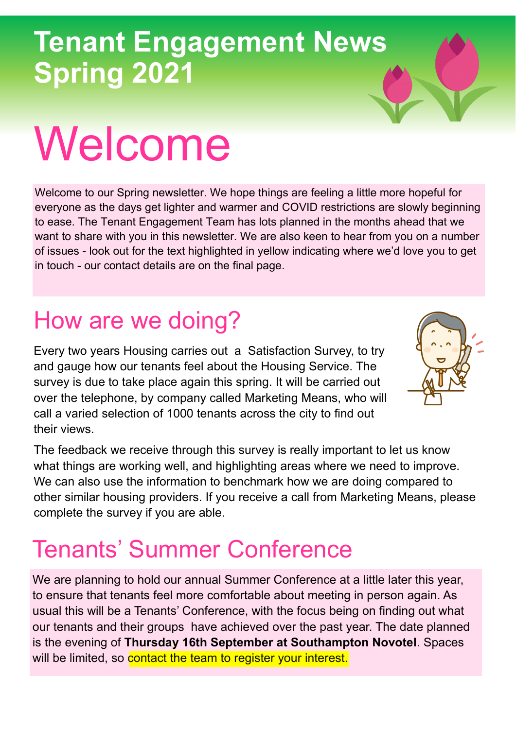# Tenant Engagement News Spring 2021

# Welcome

Welcome to our Spring newsletter. We hope things are feeling a little more hopeful for everyone as the days get lighter and warmer and COVID restrictions are slowly beginning to ease. The Tenant Engagement Team has lots planned in the months ahead that we want to share with you in this newsletter. We are also keen to hear from you on a number of issues - look out for the text highlighted in yellow indicating where we'd love you to get in touch - our contact details are on the final page.

## How are we doing?

Every two years Housing carries out a Satisfaction Survey, to try and gauge how our tenants feel about the Housing Service. The survey is due to take place again this spring. It will be carried out over the telephone, by company called Marketing Means, who will call a varied selection of 1000 tenants across the city to find out their views.

The feedback we receive through this survey is really important to let us know what things are working well, and highlighting areas where we need to improve. We can also use the information to benchmark how we are doing compared to other similar housing providers. If you receive a call from Marketing Means, please complete the survey if you are able.

## Tenants' Summer Conference

We are planning to hold our annual Summer Conference at a little later this year, to ensure that tenants feel more comfortable about meeting in person again. As usual this will be a Tenants' Conference, with the focus being on finding out what our tenants and their groups have achieved over the past year. The date planned is the evening of **Thursday 16th September at Southampton Novotel**. Spaces will be limited, so contact the team to register your interest.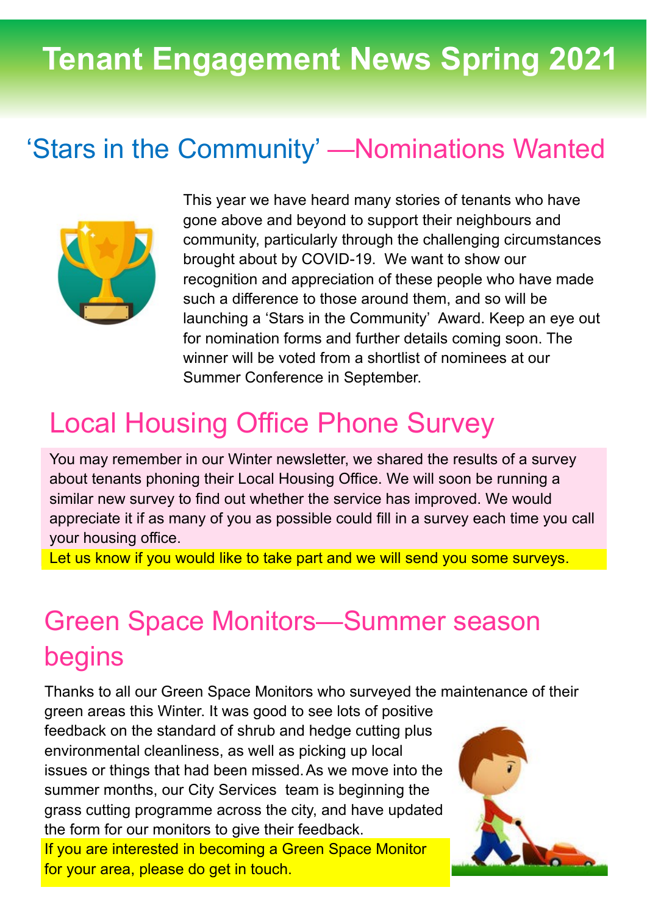# Tenant Engagement News Spring 2021

## 'Stars in the Community' —Nominations Wanted

This year we have heard many stories of tenants who have gone above and beyond to support their neighbours and community, particularly through the challenging circumstances brought about by COVID-19. We want to show our recognition and appreciation of these people who have made such a difference to those around them, and so will be launching a 'Stars in the Community' Award. Keep an eye out for nomination forms and further details coming soon. The winner will be voted from a shortlist of nominees at our Summer Conference in September.

## Local Housing Office Phone Survey

You may remember in our Winter newsletter, we shared the results of a survey about tenants phoning their Local Housing Office. We will soon be running a similar new survey to find out whether the service has improved. We would appreciate it if as many of you as possible could fill in a survey each time you call your housing office.

Let us know if you would like to take part and we will send you some surveys.

## Green Space Monitors—Summer season begins

Thanks to all our Green Space Monitors who surveyed the maintenance of their green areas this Winter. It was good to see lots of positive feedback on the standard of shrub and hedge cutting plus environmental cleanliness, as well as picking up local issues or things that had been missed. As we move into the summer months, our City Services team is beginning the grass cutting programme across the city, and have updated the form for our monitors to give their feedback.

If you are interested in becoming a Green Space Monitor for your area, please do get in touch.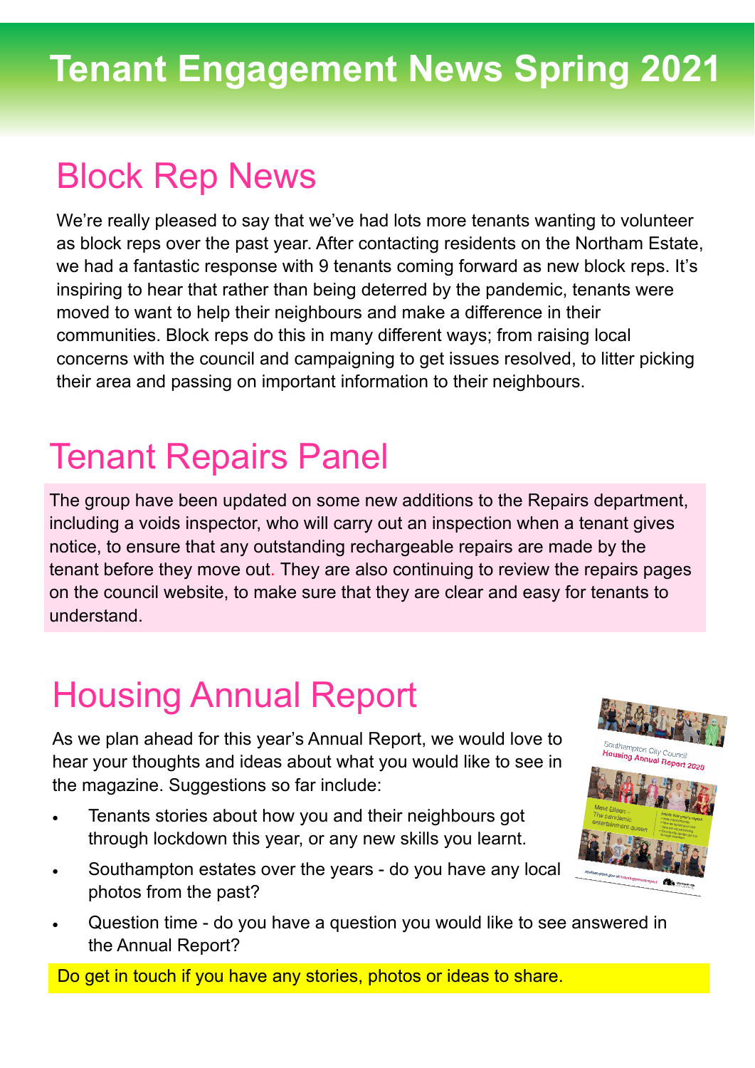# Tenant Engagement News Spring 2021

## Block Rep News

We're really pleased to say that we've had lots more tenants wanting to volunteer as block reps over the past year. After contacting residents on the Northam Estate, we had a fantastic response with 9 tenants coming forward as new block reps. It's inspiring to hear that rather than being deterred by the pandemic, tenants were moved to want to help their neighbours and make a difference in their communities. Block reps do this in many different ways; from raising local concerns with the council and campaigning to get issues resolved, to litter picking their area and passing on important information to their neighbours.

## Tenant Repairs Panel

The group have been updated on some new additions to the Repairs department, including a voids inspector, who will carry out an inspection when a tenant gives notice, to ensure that any outstanding rechargeable repairs are made by the tenant before they move out. They are also continuing to review the repairs pages on the council website, to make sure that they are clear and easy for tenants to understand.

## Housing Annual Report

As we plan ahead for this year's Annual Report, we would love to hear your thoughts and ideas about what you would like to see in the magazine. Suggestions so far include:

- Tenants stories about how you and their neighbours got through lockdown this year, or any new skills you learnt.
- Southampton estates over the years - do you have any local photos from the past?
- Question time - do you have a question you would like to see answered in the Annual Report?

Do get in touch if you have any stories, photos or ideas to share.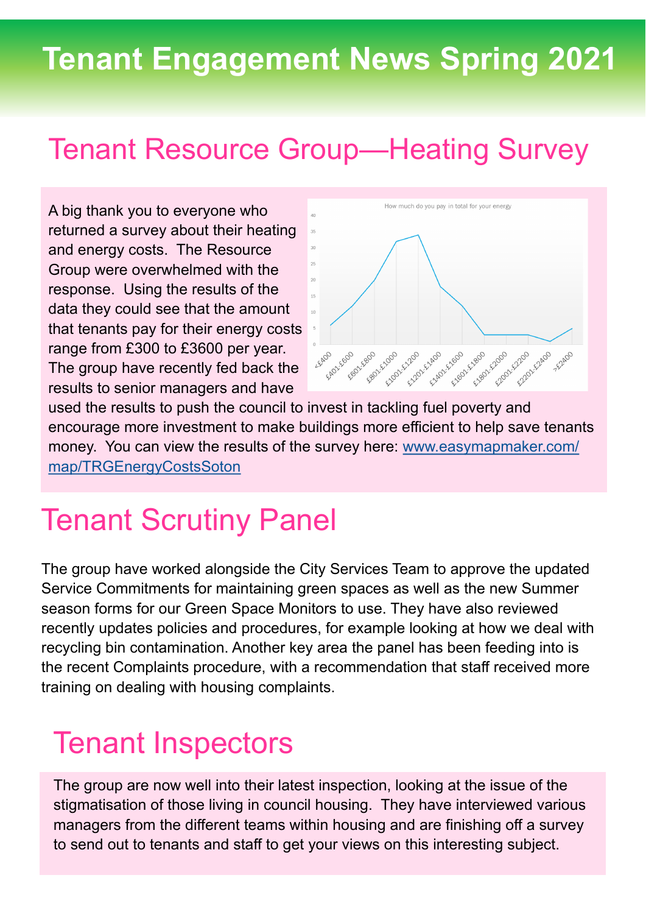# Tenant Engagement News Spring 2021

## Tenant Resource Group—Heating Survey

A big thank you to everyone who returned a survey about their heating and energy costs. The Resource Group were overwhelmed with the response. Using the results of the data they could see that the amount that tenants pay for their energy costs range from £300 to £3600 per year. The group have recently fed back the results to senior managers and have used the results to push the council to invest in tackling fuel poverty and encourage more investment to make buildings more efficient to help save tenants money. You can view the results of the survey here: [www.easymapmaker.com/map/TRGEnergyCostsSoton](www.easymapmaker.com/map/TRGEnergyCostsSoton)

How much do you pay in total for your energy

| Range | Count |
|---|---|
| <£400 | 6 |
| £401-£600 | 12 |
| £601-£800 | 20 |
| £801-£1000 | 32 |
| £1001-£1200 | 34 |
| £1201-£1400 | 18 |
| £1401-£1600 | 12 |
| £1601-£1800 | 3 |
| £1801-£2000 | 3 |
| £2001-£2200 | 3 |
| £2201-£2400 | 1 |
| >£2400 | 5 |

## Tenant Scrutiny Panel

The group have worked alongside the City Services Team to approve the updated Service Commitments for maintaining green spaces as well as the new Summer season forms for our Green Space Monitors to use. They have also reviewed recently updates policies and procedures, for example looking at how we deal with recycling bin contamination. Another key area the panel has been feeding into is the recent Complaints procedure, with a recommendation that staff received more training on dealing with housing complaints.

## Tenant Inspectors

The group are now well into their latest inspection, looking at the issue of the stigmatisation of those living in council housing. They have interviewed various managers from the different teams within housing and are finishing off a survey to send out to tenants and staff to get your views on this interesting subject.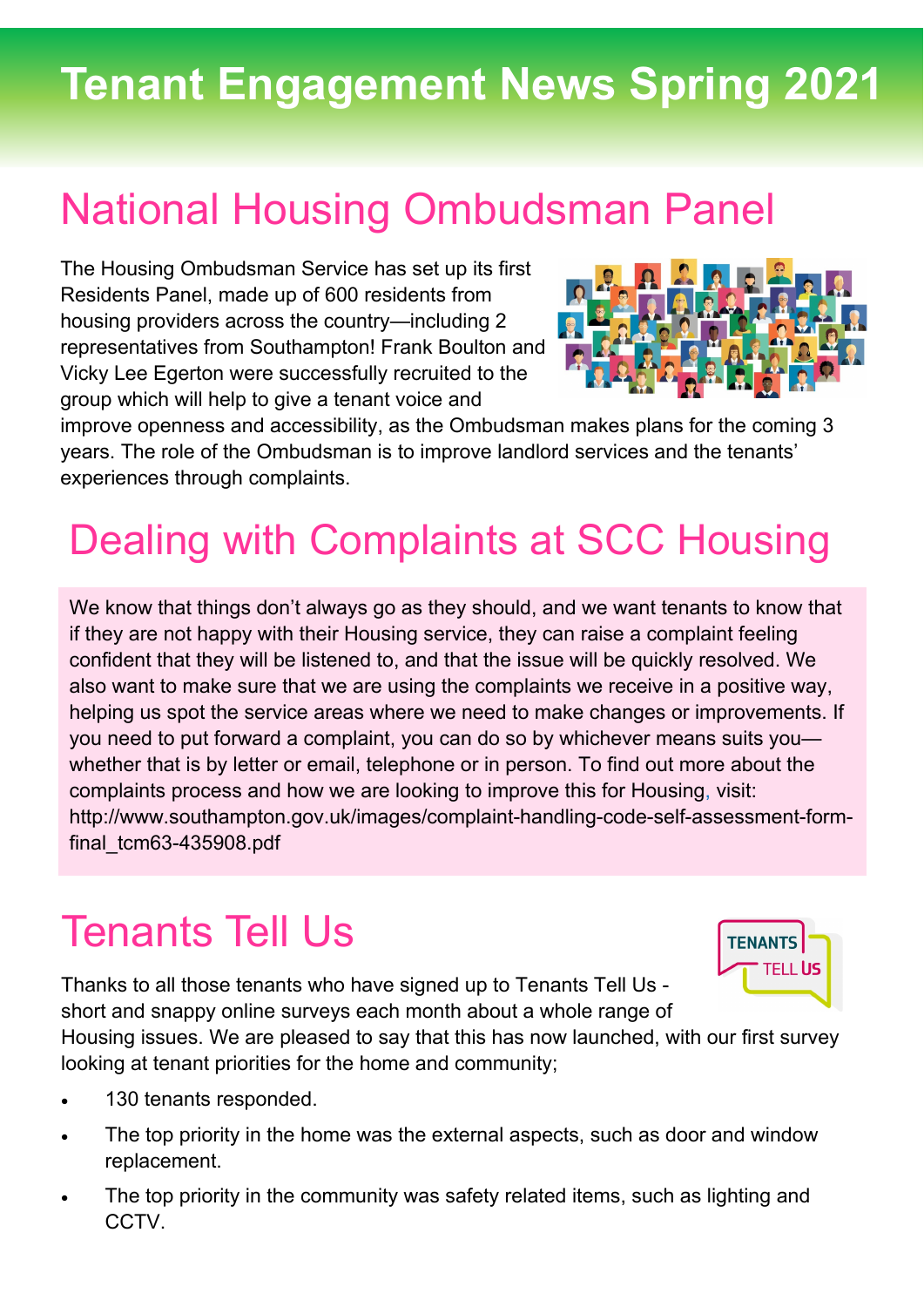# Tenant Engagement News Spring 2021

## National Housing Ombudsman Panel

The Housing Ombudsman Service has set up its first Residents Panel, made up of 600 residents from housing providers across the country—including 2 representatives from Southampton! Frank Boulton and Vicky Lee Egerton were successfully recruited to the group which will help to give a tenant voice and improve openness and accessibility, as the Ombudsman makes plans for the coming 3 years. The role of the Ombudsman is to improve landlord services and the tenants' experiences through complaints.

## Dealing with Complaints at SCC Housing

We know that things don't always go as they should, and we want tenants to know that if they are not happy with their Housing service, they can raise a complaint feeling confident that they will be listened to, and that the issue will be quickly resolved. We also want to make sure that we are using the complaints we receive in a positive way, helping us spot the service areas where we need to make changes or improvements. If you need to put forward a complaint, you can do so by whichever means suits you—whether that is by letter or email, telephone or in person. To find out more about the complaints process and how we are looking to improve this for Housing, visit: http://www.southampton.gov.uk/images/complaint-handling-code-self-assessment-form-final_tcm63-435908.pdf

## Tenants Tell Us

Thanks to all those tenants who have signed up to Tenants Tell Us - short and snappy online surveys each month about a whole range of Housing issues. We are pleased to say that this has now launched, with our first survey looking at tenant priorities for the home and community;

- 130 tenants responded.
- The top priority in the home was the external aspects, such as door and window replacement.
- The top priority in the community was safety related items, such as lighting and CCTV.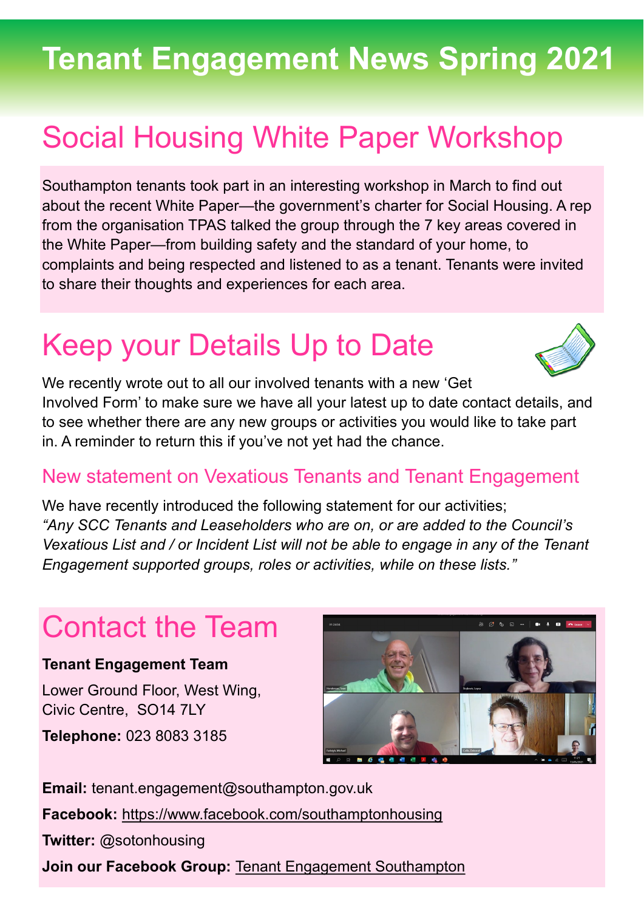# Tenant Engagement News Spring 2021

## Social Housing White Paper Workshop

Southampton tenants took part in an interesting workshop in March to find out about the recent White Paper—the government's charter for Social Housing. A rep from the organisation TPAS talked the group through the 7 key areas covered in the White Paper—from building safety and the standard of your home, to complaints and being respected and listened to as a tenant. Tenants were invited to share their thoughts and experiences for each area.

## Keep your Details Up to Date

We recently wrote out to all our involved tenants with a new 'Get Involved Form' to make sure we have all your latest up to date contact details, and to see whether there are any new groups or activities you would like to take part in. A reminder to return this if you've not yet had the chance.

### New statement on Vexatious Tenants and Tenant Engagement

We have recently introduced the following statement for our activities;
*"Any SCC Tenants and Leaseholders who are on, or are added to the Council's Vexatious List and / or Incident List will not be able to engage in any of the Tenant Engagement supported groups, roles or activities, while on these lists."*

## Contact the Team

**Tenant Engagement Team**

Lower Ground Floor, West Wing,
Civic Centre, SO14 7LY

**Telephone:** 023 8083 3185

**Email:** tenant.engagement@southampton.gov.uk

**Facebook:** https://www.facebook.com/southamptonhousing

**Twitter:** @sotonhousing

**Join our Facebook Group:** Tenant Engagement Southampton